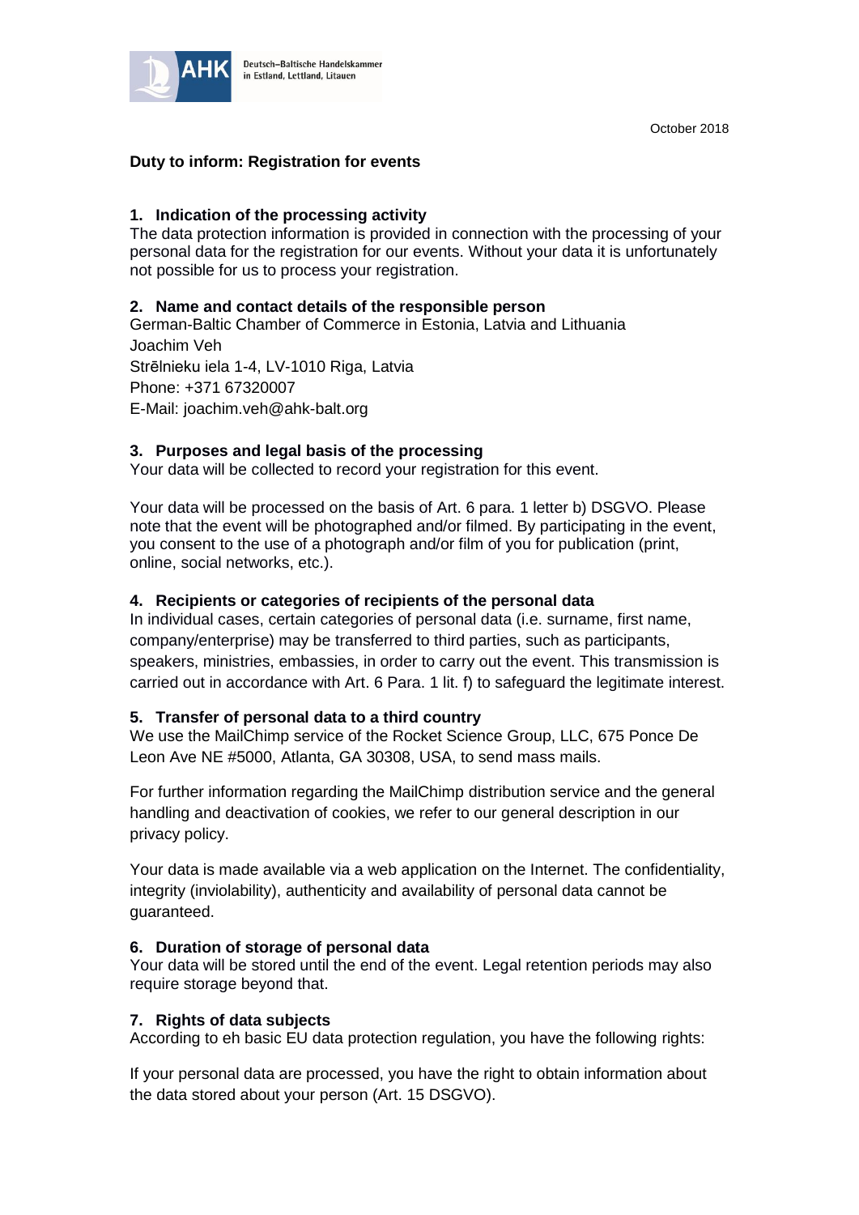Deutsch-Baltische Handelskammer in Estland, Lettland, Litauen

October 2018

**Duty to inform: Registration for events**

## 1. Indication of the processing activity

The data protection information is provided in connection with the processing of your personal data for the registration for our events. Without your data it is unfortunately not possible for us to process your registration.

## 2. Name and contact details of the responsible person

German-Baltic Chamber of Commerce in Estonia, Latvia and Lithuania
Joachim Veh
Strēlnieku iela 1-4, LV-1010 Riga, Latvia
Phone: +371 67320007
E-Mail: joachim.veh@ahk-balt.org

## 3. Purposes and legal basis of the processing

Your data will be collected to record your registration for this event.

Your data will be processed on the basis of Art. 6 para. 1 letter b) DSGVO. Please note that the event will be photographed and/or filmed. By participating in the event, you consent to the use of a photograph and/or film of you for publication (print, online, social networks, etc.).

## 4. Recipients or categories of recipients of the personal data

In individual cases, certain categories of personal data (i.e. surname, first name, company/enterprise) may be transferred to third parties, such as participants, speakers, ministries, embassies, in order to carry out the event. This transmission is carried out in accordance with Art. 6 Para. 1 lit. f) to safeguard the legitimate interest.

## 5. Transfer of personal data to a third country

We use the MailChimp service of the Rocket Science Group, LLC, 675 Ponce De Leon Ave NE #5000, Atlanta, GA 30308, USA, to send mass mails.

For further information regarding the MailChimp distribution service and the general handling and deactivation of cookies, we refer to our general description in our privacy policy.

Your data is made available via a web application on the Internet. The confidentiality, integrity (inviolability), authenticity and availability of personal data cannot be guaranteed.

## 6. Duration of storage of personal data

Your data will be stored until the end of the event. Legal retention periods may also require storage beyond that.

## 7. Rights of data subjects

According to eh basic EU data protection regulation, you have the following rights:

If your personal data are processed, you have the right to obtain information about the data stored about your person (Art. 15 DSGVO).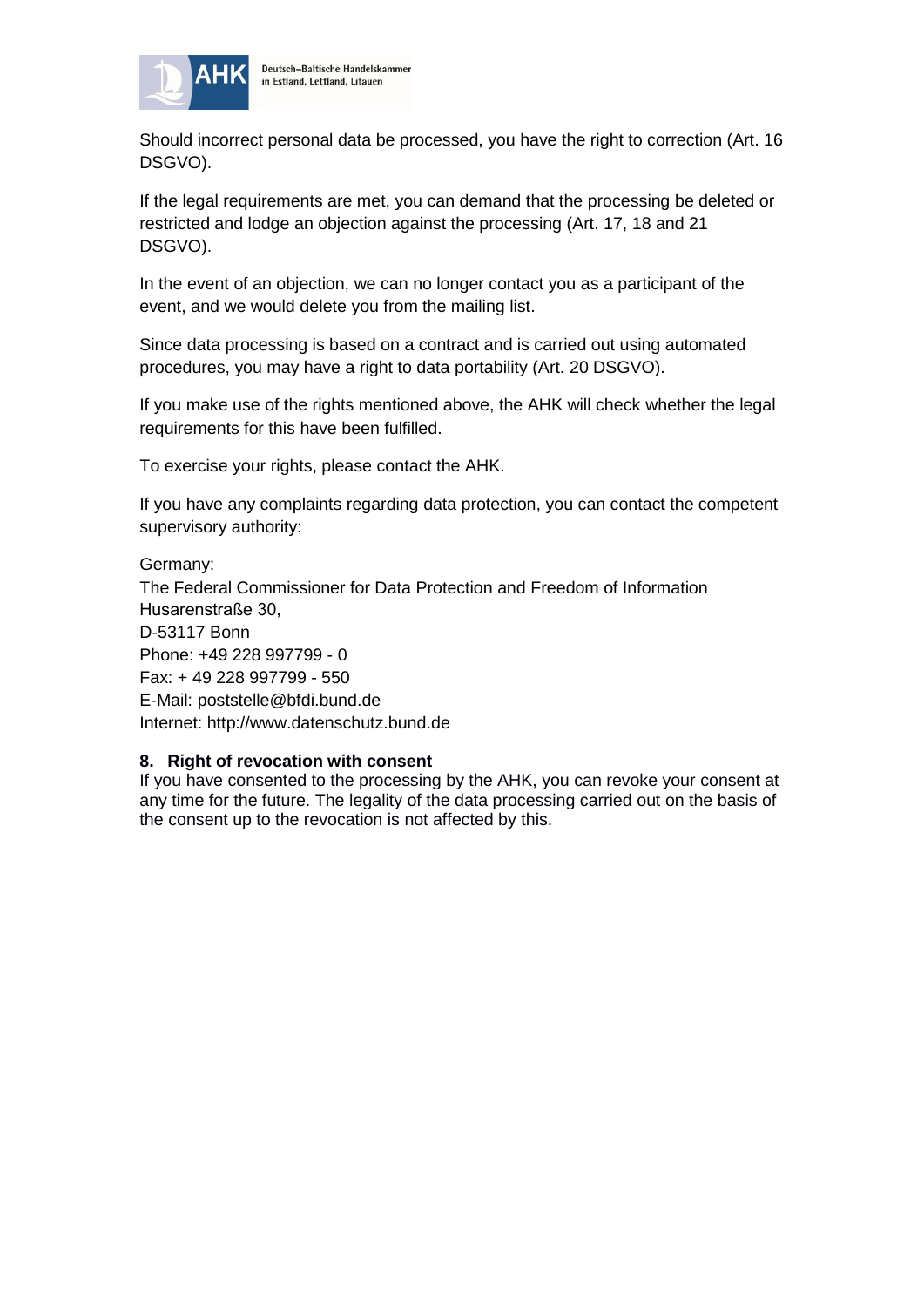Should incorrect personal data be processed, you have the right to correction (Art. 16 DSGVO).

If the legal requirements are met, you can demand that the processing be deleted or restricted and lodge an objection against the processing (Art. 17, 18 and 21 DSGVO).

In the event of an objection, we can no longer contact you as a participant of the event, and we would delete you from the mailing list.

Since data processing is based on a contract and is carried out using automated procedures, you may have a right to data portability (Art. 20 DSGVO).

If you make use of the rights mentioned above, the AHK will check whether the legal requirements for this have been fulfilled.

To exercise your rights, please contact the AHK.

If you have any complaints regarding data protection, you can contact the competent supervisory authority:

Germany:
The Federal Commissioner for Data Protection and Freedom of Information
Husarenstraße 30,
D-53117 Bonn
Phone: +49 228 997799 - 0
Fax: + 49 228 997799 - 550
E-Mail: poststelle@bfdi.bund.de
Internet: http://www.datenschutz.bund.de

## 8. Right of revocation with consent

If you have consented to the processing by the AHK, you can revoke your consent at any time for the future. The legality of the data processing carried out on the basis of the consent up to the revocation is not affected by this.